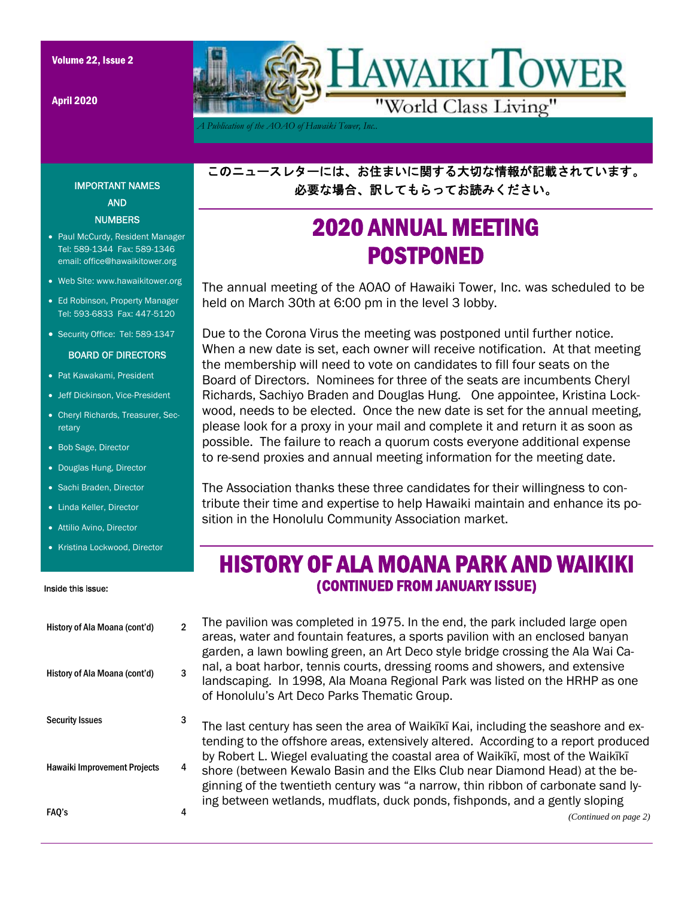# HAWAIKI TOWER

"World Class Living"

*A Publication of the AOAO of Hawaiki Tower, Inc.*

Volume 22, Issue 2

April 2020

**IMPORTANT NAMES AND NUMBERS**

- Paul McCurdy, Resident Manager Tel: 589-1344 Fax: 589-1346 email: office@hawaikitower.org
- Web Site: www.hawaikitower.org
- Ed Robinson, Property Manager Tel: 593-6833 Fax: 447-5120
- Security Office: Tel: 589-1347

**BOARD OF DIRECTORS**

- Pat Kawakami, President
- Jeff Dickinson, Vice-President
- Cheryl Richards, Treasurer, Secretary
- Bob Sage, Director
- Douglas Hung, Director
- Sachi Braden, Director
- Linda Keller, Director
- Attilio Avino, Director
- Kristina Lockwood, Director

**Inside this issue:**

| | |
|---|---|
| History of Ala Moana (cont'd) | 2 |
| History of Ala Moana (cont'd) | 3 |
| Security Issues | 3 |
| Hawaiki Improvement Projects | 4 |
| FAQ's | 4 |

**このニュースレターには、お住まいに関する大切な情報が記載されています。必要な場合、訳してもらってお読みください。**

## 2020 ANNUAL MEETING POSTPONED

The annual meeting of the AOAO of Hawaiki Tower, Inc. was scheduled to be held on March 30th at 6:00 pm in the level 3 lobby.

Due to the Corona Virus the meeting was postponed until further notice. When a new date is set, each owner will receive notification. At that meeting the membership will need to vote on candidates to fill four seats on the Board of Directors. Nominees for three of the seats are incumbents Cheryl Richards, Sachiyo Braden and Douglas Hung. One appointee, Kristina Lockwood, needs to be elected. Once the new date is set for the annual meeting, please look for a proxy in your mail and complete it and return it as soon as possible. The failure to reach a quorum costs everyone additional expense to re-send proxies and annual meeting information for the meeting date.

The Association thanks these three candidates for their willingness to contribute their time and expertise to help Hawaiki maintain and enhance its position in the Honolulu Community Association market.

## HISTORY OF ALA MOANA PARK AND WAIKIKI
### (CONTINUED FROM JANUARY ISSUE)

The pavilion was completed in 1975. In the end, the park included large open areas, water and fountain features, a sports pavilion with an enclosed banyan garden, a lawn bowling green, an Art Deco style bridge crossing the Ala Wai Canal, a boat harbor, tennis courts, dressing rooms and showers, and extensive landscaping. In 1998, Ala Moana Regional Park was listed on the HRHP as one of Honolulu's Art Deco Parks Thematic Group.

The last century has seen the area of Waikīkī Kai, including the seashore and extending to the offshore areas, extensively altered. According to a report produced by Robert L. Wiegel evaluating the coastal area of Waikīkī, most of the Waikīkī shore (between Kewalo Basin and the Elks Club near Diamond Head) at the beginning of the twentieth century was "a narrow, thin ribbon of carbonate sand lying between wetlands, mudflats, duck ponds, fishponds, and a gently sloping

*(Continued on page 2)*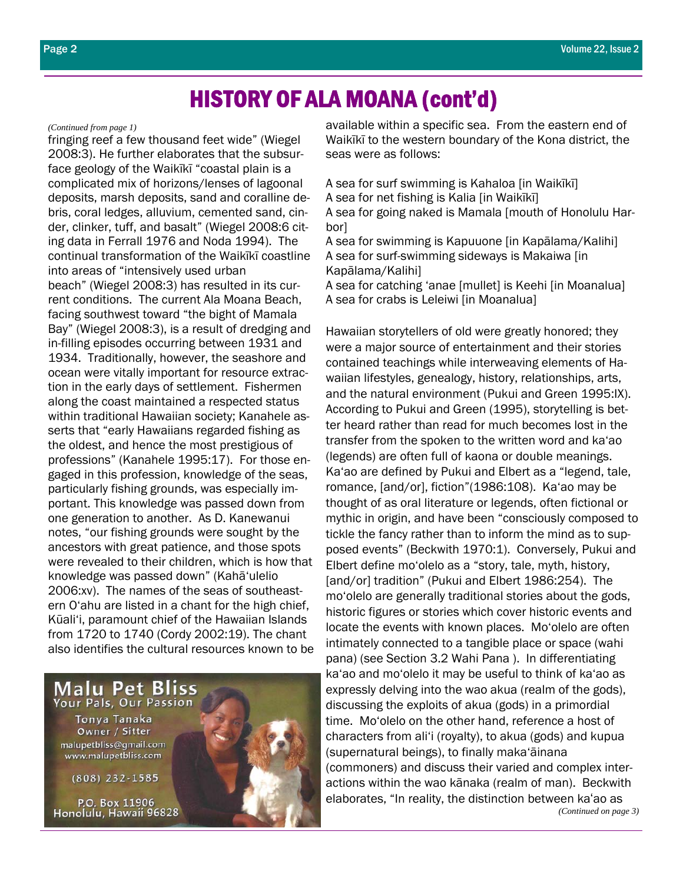# HISTORY OF ALA MOANA (cont'd)

*(Continued from page 1)*

fringing reef a few thousand feet wide" (Wiegel 2008:3). He further elaborates that the subsurface geology of the Waikīkī "coastal plain is a complicated mix of horizons/lenses of lagoonal deposits, marsh deposits, sand and coralline debris, coral ledges, alluvium, cemented sand, cinder, clinker, tuff, and basalt" (Wiegel 2008:6 citing data in Ferrall 1976 and Noda 1994). The continual transformation of the Waikīkī coastline into areas of "intensively used urban beach" (Wiegel 2008:3) has resulted in its current conditions. The current Ala Moana Beach, facing southwest toward "the bight of Mamala Bay" (Wiegel 2008:3), is a result of dredging and in-filling episodes occurring between 1931 and 1934. Traditionally, however, the seashore and ocean were vitally important for resource extraction in the early days of settlement. Fishermen along the coast maintained a respected status within traditional Hawaiian society; Kanahele asserts that "early Hawaiians regarded fishing as the oldest, and hence the most prestigious of professions" (Kanahele 1995:17). For those engaged in this profession, knowledge of the seas, particularly fishing grounds, was especially important. This knowledge was passed down from one generation to another. As D. Kanewanui notes, "our fishing grounds were sought by the ancestors with great patience, and those spots were revealed to their children, which is how that knowledge was passed down" (Kahāʻulelio 2006:xv). The names of the seas of southeastern Oʻahu are listed in a chant for the high chief, Kūaliʻi, paramount chief of the Hawaiian Islands from 1720 to 1740 (Cordy 2002:19). The chant also identifies the cultural resources known to be available within a specific sea. From the eastern end of Waikīkī to the western boundary of the Kona district, the seas were as follows:

A sea for surf swimming is Kahaloa [in Waikīkī]
A sea for net fishing is Kalia [in Waikīkī]
A sea for going naked is Mamala [mouth of Honolulu Harbor]
A sea for swimming is Kapuuone [in Kapālama/Kalihi]
A sea for surf-swimming sideways is Makaiwa [in Kapālama/Kalihi]
A sea for catching ʻanae [mullet] is Keehi [in Moanalua]
A sea for crabs is Leleiwi [in Moanalua]

Hawaiian storytellers of old were greatly honored; they were a major source of entertainment and their stories contained teachings while interweaving elements of Hawaiian lifestyles, genealogy, history, relationships, arts, and the natural environment (Pukui and Green 1995:IX). According to Pukui and Green (1995), storytelling is better heard rather than read for much becomes lost in the transfer from the spoken to the written word and kaʻao (legends) are often full of kaona or double meanings. Kaʻao are defined by Pukui and Elbert as a "legend, tale, romance, [and/or], fiction"(1986:108). Kaʻao may be thought of as oral literature or legends, often fictional or mythic in origin, and have been "consciously composed to tickle the fancy rather than to inform the mind as to supposed events" (Beckwith 1970:1). Conversely, Pukui and Elbert define moʻolelo as a "story, tale, myth, history, [and/or] tradition" (Pukui and Elbert 1986:254). The moʻolelo are generally traditional stories about the gods, historic figures or stories which cover historic events and locate the events with known places. Moʻolelo are often intimately connected to a tangible place or space (wahi pana) (see Section 3.2 Wahi Pana ). In differentiating kaʻao and moʻolelo it may be useful to think of kaʻao as expressly delving into the wao akua (realm of the gods), discussing the exploits of akua (gods) in a primordial time. Moʻolelo on the other hand, reference a host of characters from aliʻi (royalty), to akua (gods) and kupua (supernatural beings), to finally makaʻāinana (commoners) and discuss their varied and complex interactions within the wao kānaka (realm of man). Beckwith elaborates, "In reality, the distinction between kaʻao as

*(Continued on page 3)*

**Malu Pet Bliss**
Your Pals, Our Passion
Tonya Tanaka
Owner / Sitter
malupetbliss@gmail.com
www.malupetbliss.com
(808) 232-1585
P.O. Box 11906
Honolulu, Hawaii 96828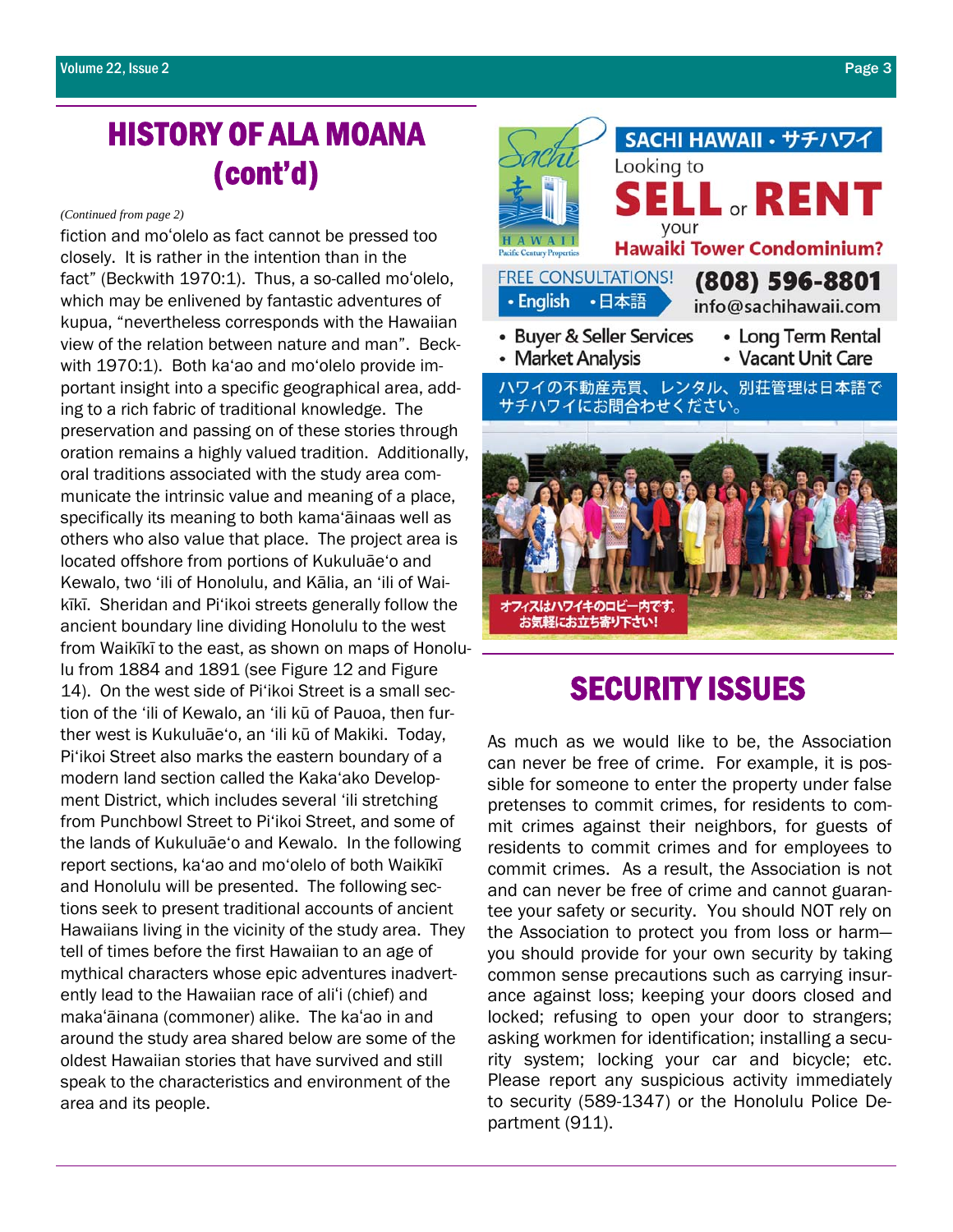## HISTORY OF ALA MOANA (cont'd)

*(Continued from page 2)*

fiction and moʻolelo as fact cannot be pressed too closely. It is rather in the intention than in the fact" (Beckwith 1970:1). Thus, a so-called moʻolelo, which may be enlivened by fantastic adventures of kupua, "nevertheless corresponds with the Hawaiian view of the relation between nature and man". Beckwith 1970:1). Both kaʻao and moʻolelo provide important insight into a specific geographical area, adding to a rich fabric of traditional knowledge. The preservation and passing on of these stories through oration remains a highly valued tradition. Additionally, oral traditions associated with the study area communicate the intrinsic value and meaning of a place, specifically its meaning to both kamaʻāinaas well as others who also value that place. The project area is located offshore from portions of Kukuluāeʻo and Kewalo, two ʻili of Honolulu, and Kālia, an ʻili of Waikīkī. Sheridan and Piʻikoi streets generally follow the ancient boundary line dividing Honolulu to the west from Waikīkī to the east, as shown on maps of Honolulu from 1884 and 1891 (see Figure 12 and Figure 14). On the west side of Piʻikoi Street is a small section of the ʻili of Kewalo, an ʻili kū of Pauoa, then further west is Kukuluāeʻo, an ʻili kū of Makiki. Today, Piʻikoi Street also marks the eastern boundary of a modern land section called the Kakaʻako Development District, which includes several ʻili stretching from Punchbowl Street to Piʻikoi Street, and some of the lands of Kukuluāeʻo and Kewalo. In the following report sections, kaʻao and moʻolelo of both Waikīkī and Honolulu will be presented. The following sections seek to present traditional accounts of ancient Hawaiians living in the vicinity of the study area. They tell of times before the first Hawaiian to an age of mythical characters whose epic adventures inadvertently lead to the Hawaiian race of aliʻi (chief) and makaʻāinana (commoner) alike. The kaʻao in and around the study area shared below are some of the oldest Hawaiian stories that have survived and still speak to the characteristics and environment of the area and its people.

**SACHI HAWAII • サチハワイ**

Looking to **SELL** or **RENT** your **Hawaiki Tower Condominium?**

FREE CONSULTATIONS! • English • 日本語

**(808) 596-8801**
info@sachihawaii.com

- Buyer & Seller Services
- Market Analysis
- Long Term Rental
- Vacant Unit Care

ハワイの不動産売買、レンタル、別荘管理は日本語でサチハワイにお問合わせください。

オフィスはハワイキのロビー内です。お気軽にお立ち寄り下さい!

## SECURITY ISSUES

As much as we would like to be, the Association can never be free of crime. For example, it is possible for someone to enter the property under false pretenses to commit crimes, for residents to commit crimes against their neighbors, for guests of residents to commit crimes and for employees to commit crimes. As a result, the Association is not and can never be free of crime and cannot guarantee your safety or security. You should NOT rely on the Association to protect you from loss or harm—you should provide for your own security by taking common sense precautions such as carrying insurance against loss; keeping your doors closed and locked; refusing to open your door to strangers; asking workmen for identification; installing a security system; locking your car and bicycle; etc. Please report any suspicious activity immediately to security (589-1347) or the Honolulu Police Department (911).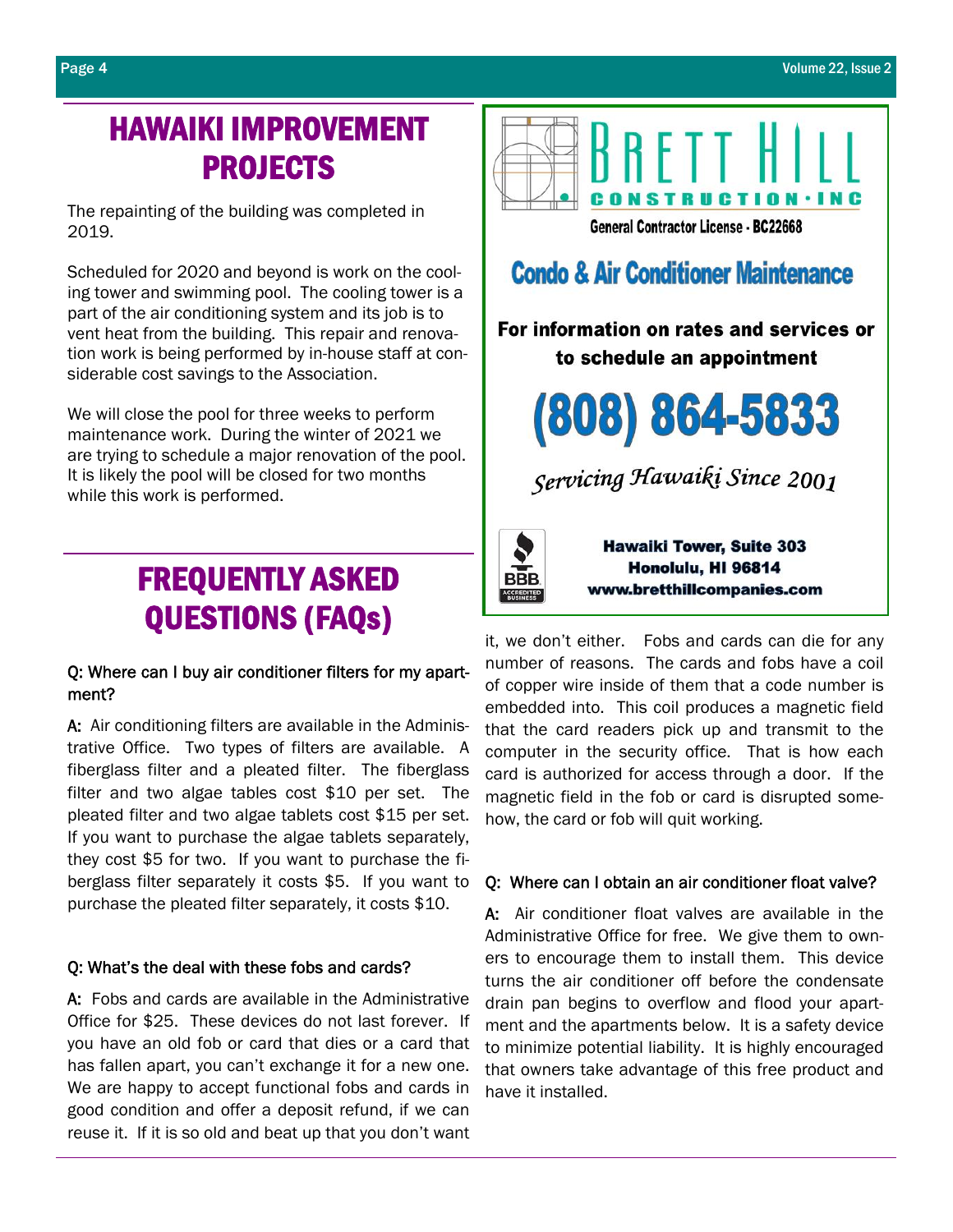# HAWAIKI IMPROVEMENT PROJECTS

The repainting of the building was completed in 2019.

Scheduled for 2020 and beyond is work on the cooling tower and swimming pool. The cooling tower is a part of the air conditioning system and its job is to vent heat from the building. This repair and renovation work is being performed by in-house staff at considerable cost savings to the Association.

We will close the pool for three weeks to perform maintenance work. During the winter of 2021 we are trying to schedule a major renovation of the pool. It is likely the pool will be closed for two months while this work is performed.

# FREQUENTLY ASKED QUESTIONS (FAQs)

**Q: Where can I buy air conditioner filters for my apartment?**

**A:** Air conditioning filters are available in the Administrative Office. Two types of filters are available. A fiberglass filter and a pleated filter. The fiberglass filter and two algae tables cost $10 per set. The pleated filter and two algae tablets cost $15 per set. If you want to purchase the algae tablets separately, they cost $5 for two. If you want to purchase the fiberglass filter separately it costs $5. If you want to purchase the pleated filter separately, it costs $10.

**Q: What's the deal with these fobs and cards?**

**A:** Fobs and cards are available in the Administrative Office for $25. These devices do not last forever. If you have an old fob or card that dies or a card that has fallen apart, you can't exchange it for a new one. We are happy to accept functional fobs and cards in good condition and offer a deposit refund, if we can reuse it. If it is so old and beat up that you don't want it, we don't either. Fobs and cards can die for any number of reasons. The cards and fobs have a coil of copper wire inside of them that a code number is embedded into. This coil produces a magnetic field that the card readers pick up and transmit to the computer in the security office. That is how each card is authorized for access through a door. If the magnetic field in the fob or card is disrupted somehow, the card or fob will quit working.

**Q: Where can I obtain an air conditioner float valve?**

**A:** Air conditioner float valves are available in the Administrative Office for free. We give them to owners to encourage them to install them. This device turns the air conditioner off before the condensate drain pan begins to overflow and flood your apartment and the apartments below. It is a safety device to minimize potential liability. It is highly encouraged that owners take advantage of this free product and have it installed.

---

**BRETT HILL CONSTRUCTION · INC**

General Contractor License - BC22668

**Condo & Air Conditioner Maintenance**

**For information on rates and services or to schedule an appointment**

**(808) 864-5833**

*Servicing Hawaiki Since 2001*

BBB ACCREDITED BUSINESS

**Hawaiki Tower, Suite 303**
**Honolulu, HI 96814**
**www.bretthillcompanies.com**